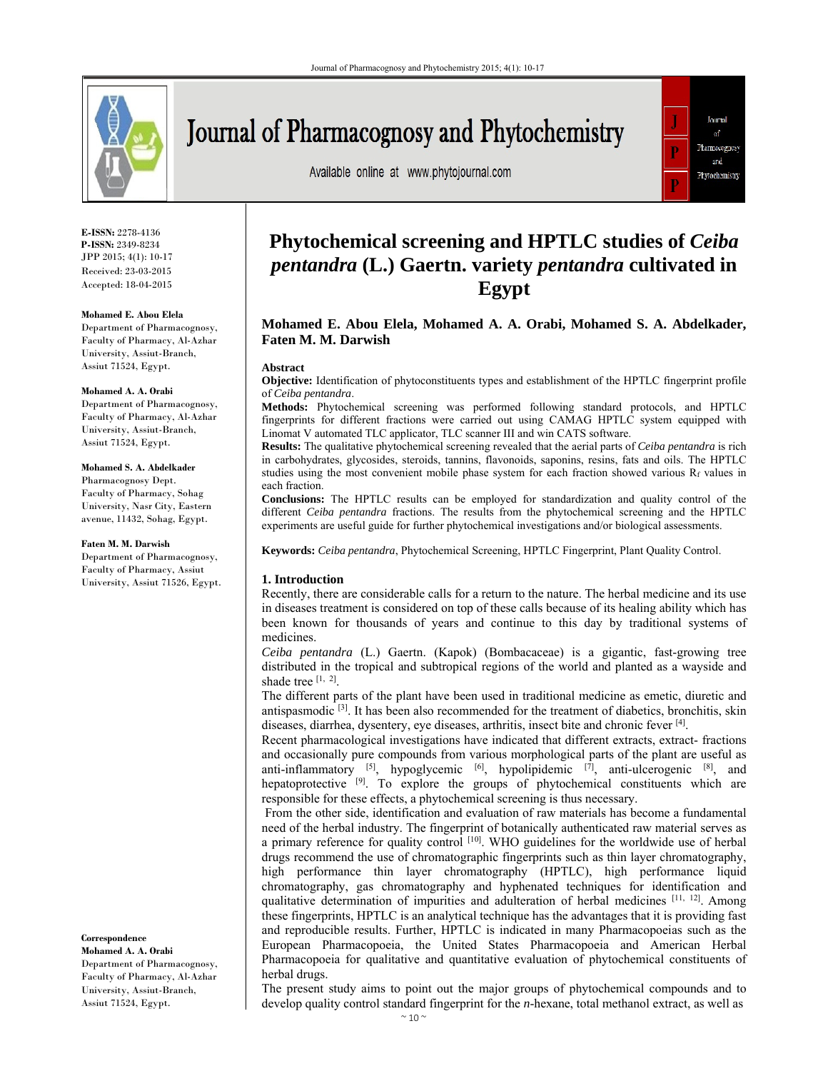E-ISSN: 2278-4136
P-ISSN: 2349-8234
JPP 2015; 4(1): 10-17
Received: 23-03-2015
Accepted: 18-04-2015

**Mohamed E. Abou Elela**
Department of Pharmacognosy, Faculty of Pharmacy, Al-Azhar University, Assiut-Branch, Assiut 71524, Egypt.

**Mohamed A. A. Orabi**
Department of Pharmacognosy, Faculty of Pharmacy, Al-Azhar University, Assiut-Branch, Assiut 71524, Egypt.

**Mohamed S. A. Abdelkader**
Pharmacognosy Dept. Faculty of Pharmacy, Sohag University, Nasr City, Eastern avenue, 11432, Sohag, Egypt.

**Faten M. M. Darwish**
Department of Pharmacognosy, Faculty of Pharmacy, Assiut University, Assiut 71526, Egypt.

**Correspondence**
**Mohamed A. A. Orabi**
Department of Pharmacognosy, Faculty of Pharmacy, Al-Azhar University, Assiut-Branch, Assiut 71524, Egypt.

# Phytochemical screening and HPTLC studies of *Ceiba pentandra* (L.) Gaertn. variety *pentandra* cultivated in Egypt

**Mohamed E. Abou Elela, Mohamed A. A. Orabi, Mohamed S. A. Abdelkader, Faten M. M. Darwish**

## Abstract

**Objective:** Identification of phytoconstituents types and establishment of the HPTLC fingerprint profile of *Ceiba pentandra*.

**Methods:** Phytochemical screening was performed following standard protocols, and HPTLC fingerprints for different fractions were carried out using CAMAG HPTLC system equipped with Linomat V automated TLC applicator, TLC scanner III and win CATS software.

**Results:** The qualitative phytochemical screening revealed that the aerial parts of *Ceiba pentandra* is rich in carbohydrates, glycosides, steroids, tannins, flavonoids, saponins, resins, fats and oils. The HPTLC studies using the most convenient mobile phase system for each fraction showed various $R_f$ values in each fraction.

**Conclusions:** The HPTLC results can be employed for standardization and quality control of the different *Ceiba pentandra* fractions. The results from the phytochemical screening and the HPTLC experiments are useful guide for further phytochemical investigations and/or biological assessments.

**Keywords:** *Ceiba pentandra*, Phytochemical Screening, HPTLC Fingerprint, Plant Quality Control.

## 1. Introduction

Recently, there are considerable calls for a return to the nature. The herbal medicine and its use in diseases treatment is considered on top of these calls because of its healing ability which has been known for thousands of years and continue to this day by traditional systems of medicines.

*Ceiba pentandra* (L.) Gaertn. (Kapok) (Bombacaceae) is a gigantic, fast-growing tree distributed in the tropical and subtropical regions of the world and planted as a wayside and shade tree [1, 2].

The different parts of the plant have been used in traditional medicine as emetic, diuretic and antispasmodic [3]. It has been also recommended for the treatment of diabetics, bronchitis, skin diseases, diarrhea, dysentery, eye diseases, arthritis, insect bite and chronic fever [4].

Recent pharmacological investigations have indicated that different extracts, extract- fractions and occasionally pure compounds from various morphological parts of the plant are useful as anti-inflammatory [5], hypoglycemic [6], hypolipidemic [7], anti-ulcerogenic [8], and hepatoprotective [9]. To explore the groups of phytochemical constituents which are responsible for these effects, a phytochemical screening is thus necessary.

From the other side, identification and evaluation of raw materials has become a fundamental need of the herbal industry. The fingerprint of botanically authenticated raw material serves as a primary reference for quality control [10]. WHO guidelines for the worldwide use of herbal drugs recommend the use of chromatographic fingerprints such as thin layer chromatography, high performance thin layer chromatography (HPTLC), high performance liquid chromatography, gas chromatography and hyphenated techniques for identification and qualitative determination of impurities and adulteration of herbal medicines [11, 12]. Among these fingerprints, HPTLC is an analytical technique has the advantages that it is providing fast and reproducible results. Further, HPTLC is indicated in many Pharmacopoeias such as the European Pharmacopoeia, the United States Pharmacopoeia and American Herbal Pharmacopoeia for qualitative and quantitative evaluation of phytochemical constituents of herbal drugs.

The present study aims to point out the major groups of phytochemical compounds and to develop quality control standard fingerprint for the *n*-hexane, total methanol extract, as well as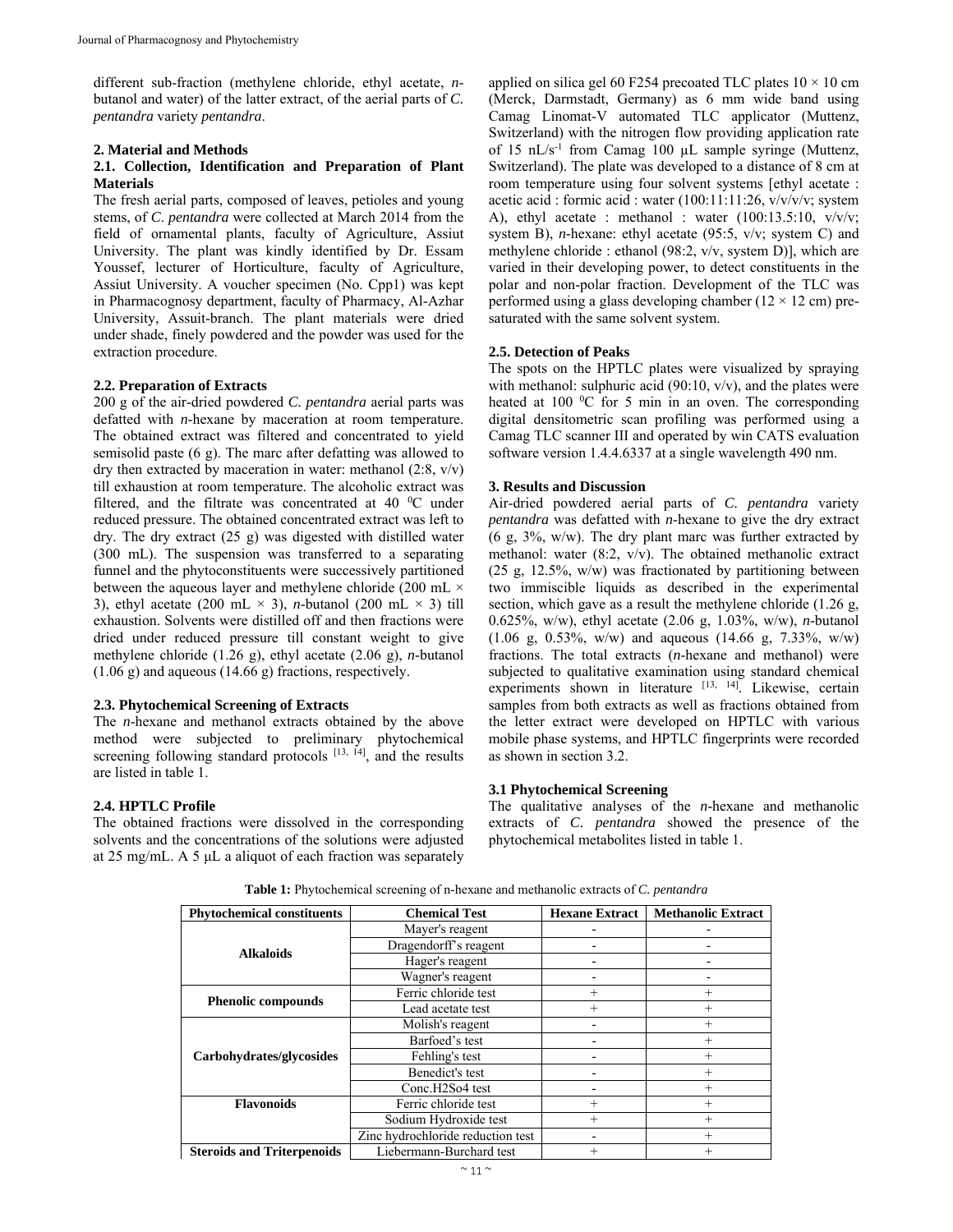different sub-fraction (methylene chloride, ethyl acetate, *n*-butanol and water) of the latter extract, of the aerial parts of *C. pentandra* variety *pentandra*.

## 2. Material and Methods

### 2.1. Collection, Identification and Preparation of Plant Materials

The fresh aerial parts, composed of leaves, petioles and young stems, of *C. pentandra* were collected at March 2014 from the field of ornamental plants, faculty of Agriculture, Assiut University. The plant was kindly identified by Dr. Essam Youssef, lecturer of Horticulture, faculty of Agriculture, Assiut University. A voucher specimen (No. Cpp1) was kept in Pharmacognosy department, faculty of Pharmacy, Al-Azhar University, Assuit-branch. The plant materials were dried under shade, finely powdered and the powder was used for the extraction procedure.

### 2.2. Preparation of Extracts

200 g of the air-dried powdered *C. pentandra* aerial parts was defatted with *n*-hexane by maceration at room temperature. The obtained extract was filtered and concentrated to yield semisolid paste (6 g). The marc after defatting was allowed to dry then extracted by maceration in water: methanol (2:8, v/v) till exhaustion at room temperature. The alcoholic extract was filtered, and the filtrate was concentrated at 40 $^0$C under reduced pressure. The obtained concentrated extract was left to dry. The dry extract (25 g) was digested with distilled water (300 mL). The suspension was transferred to a separating funnel and the phytoconstituents were successively partitioned between the aqueous layer and methylene chloride (200 mL × 3), ethyl acetate (200 mL × 3), *n*-butanol (200 mL × 3) till exhaustion. Solvents were distilled off and then fractions were dried under reduced pressure till constant weight to give methylene chloride (1.26 g), ethyl acetate (2.06 g), *n*-butanol (1.06 g) and aqueous (14.66 g) fractions, respectively.

### 2.3. Phytochemical Screening of Extracts

The *n*-hexane and methanol extracts obtained by the above method were subjected to preliminary phytochemical screening following standard protocols [13, 14], and the results are listed in table 1.

### 2.4. HPTLC Profile

The obtained fractions were dissolved in the corresponding solvents and the concentrations of the solutions were adjusted at 25 mg/mL. A 5 µL a aliquot of each fraction was separately applied on silica gel 60 F254 precoated TLC plates 10 × 10 cm (Merck, Darmstadt, Germany) as 6 mm wide band using Camag Linomat-V automated TLC applicator (Muttenz, Switzerland) with the nitrogen flow providing application rate of 15 nL/$s^{-1}$ from Camag 100 µL sample syringe (Muttenz, Switzerland). The plate was developed to a distance of 8 cm at room temperature using four solvent systems [ethyl acetate : acetic acid : formic acid : water (100:11:11:26, v/v/v/v; system A), ethyl acetate : methanol : water (100:13.5:10, v/v/v; system B), *n*-hexane: ethyl acetate (95:5, v/v; system C) and methylene chloride : ethanol (98:2, v/v, system D)], which are varied in their developing power, to detect constituents in the polar and non-polar fraction. Development of the TLC was performed using a glass developing chamber (12 × 12 cm) pre-saturated with the same solvent system.

### 2.5. Detection of Peaks

The spots on the HPTLC plates were visualized by spraying with methanol: sulphuric acid (90:10, v/v), and the plates were heated at 100 $^0$C for 5 min in an oven. The corresponding digital densitometric scan profiling was performed using a Camag TLC scanner III and operated by win CATS evaluation software version 1.4.4.6337 at a single wavelength 490 nm.

## 3. Results and Discussion

Air-dried powdered aerial parts of *C. pentandra* variety *pentandra* was defatted with *n*-hexane to give the dry extract (6 g, 3%, w/w). The dry plant marc was further extracted by methanol: water (8:2, v/v). The obtained methanolic extract (25 g, 12.5%, w/w) was fractionated by partitioning between two immiscible liquids as described in the experimental section, which gave as a result the methylene chloride (1.26 g, 0.625%, w/w), ethyl acetate (2.06 g, 1.03%, w/w), *n*-butanol (1.06 g, 0.53%, w/w) and aqueous (14.66 g, 7.33%, w/w) fractions. The total extracts (*n*-hexane and methanol) were subjected to qualitative examination using standard chemical experiments shown in literature [13, 14]. Likewise, certain samples from both extracts as well as fractions obtained from the letter extract were developed on HPTLC with various mobile phase systems, and HPTLC fingerprints were recorded as shown in section 3.2.

### 3.1 Phytochemical Screening

The qualitative analyses of the *n*-hexane and methanolic extracts of *C. pentandra* showed the presence of the phytochemical metabolites listed in table 1.

**Table 1:** Phytochemical screening of n-hexane and methanolic extracts of *C. pentandra*

| Phytochemical constituents | Chemical Test | Hexane Extract | Methanolic Extract |
|---|---|---|---|
| **Alkaloids** | Mayer's reagent | - | - |
| | Dragendorff's reagent | - | - |
| | Hager's reagent | - | - |
| | Wagner's reagent | - | - |
| **Phenolic compounds** | Ferric chloride test | + | + |
| | Lead acetate test | + | + |
| **Carbohydrates/glycosides** | Molish's reagent | - | + |
| | Barfoed's test | - | + |
| | Fehling's test | - | + |
| | Benedict's test | - | + |
| | Conc.H2So4 test | - | + |
| **Flavonoids** | Ferric chloride test | + | + |
| | Sodium Hydroxide test | + | + |
| | Zinc hydrochloride reduction test | - | + |
| **Steroids and Triterpenoids** | Liebermann-Burchard test | + | + |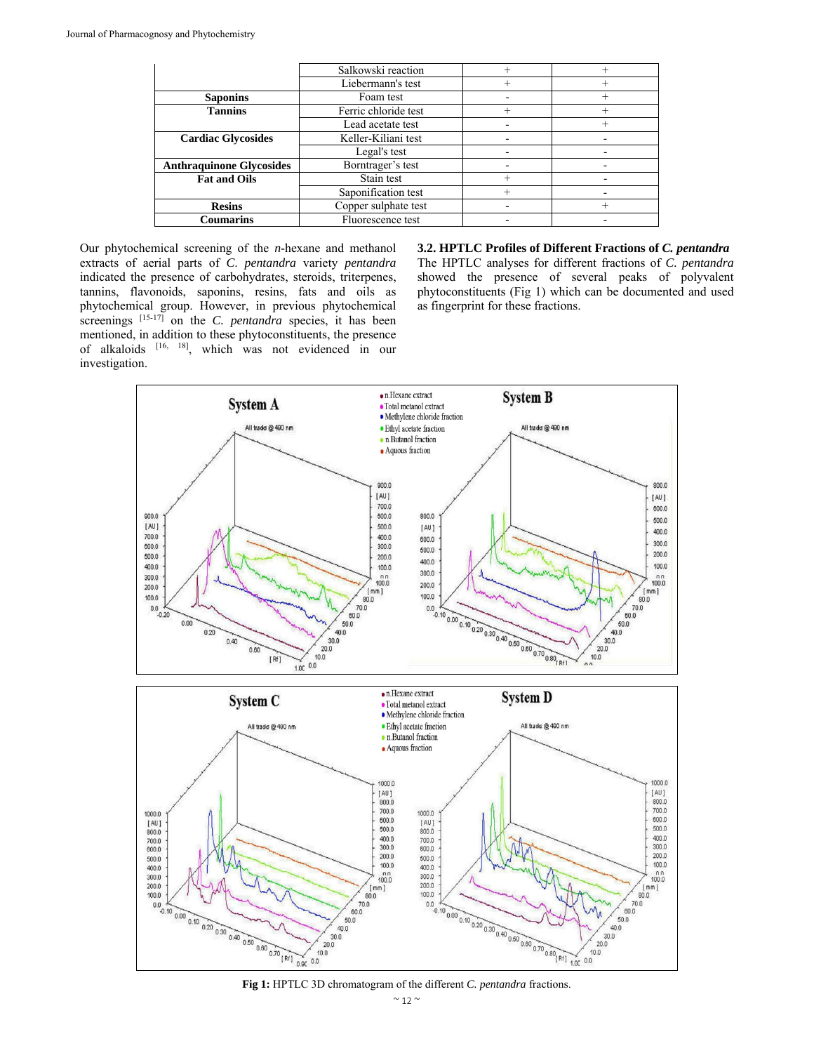| | Salkowski reaction | + | + |
|---|---|---|---|
| | Liebermann's test | + | + |
| **Saponins** | Foam test | - | + |
| **Tannins** | Ferric chloride test | + | + |
| | Lead acetate test | - | + |
| **Cardiac Glycosides** | Keller-Kiliani test | - | - |
| | Legal's test | - | - |
| **Anthraquinone Glycosides** | Borntrager's test | - | - |
| **Fat and Oils** | Stain test | + | - |
| | Saponification test | + | - |
| **Resins** | Copper sulphate test | - | + |
| **Coumarins** | Fluorescence test | - | - |

Our phytochemical screening of the *n*-hexane and methanol extracts of aerial parts of *C. pentandra* variety *pentandra* indicated the presence of carbohydrates, steroids, triterpenes, tannins, flavonoids, saponins, resins, fats and oils as phytochemical group. However, in previous phytochemical screenings [15-17] on the *C. pentandra* species, it has been mentioned, in addition to these phytoconstituents, the presence of alkaloids [16, 18], which was not evidenced in our investigation.

### 3.2. HPTLC Profiles of Different Fractions of *C. pentandra*

The HPTLC analyses for different fractions of *C. pentandra* showed the presence of several peaks of polyvalent phytoconstituents (Fig 1) which can be documented and used as fingerprint for these fractions.

**Fig 1:** HPTLC 3D chromatogram of the different *C. pentandra* fractions.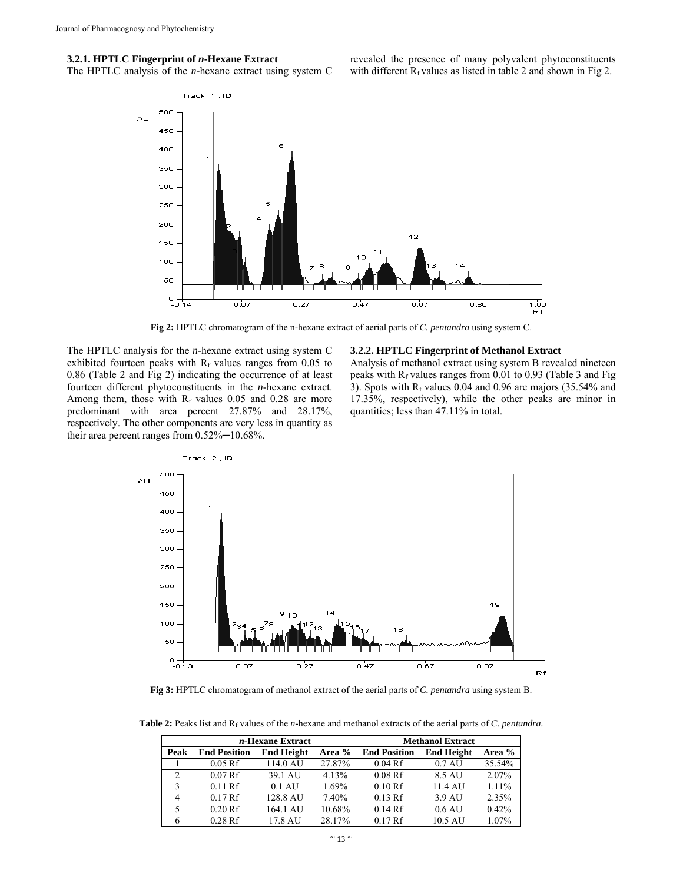### 3.2.1. HPTLC Fingerprint of *n*-Hexane Extract

The HPTLC analysis of the *n*-hexane extract using system C revealed the presence of many polyvalent phytoconstituents with different $R_f$ values as listed in table 2 and shown in Fig 2.

**Fig 2:** HPTLC chromatogram of the n-hexane extract of aerial parts of *C. pentandra* using system C.

The HPTLC analysis for the *n*-hexane extract using system C exhibited fourteen peaks with $R_f$ values ranges from 0.05 to 0.86 (Table 2 and Fig 2) indicating the occurrence of at least fourteen different phytoconstituents in the *n*-hexane extract. Among them, those with $R_f$ values 0.05 and 0.28 are more predominant with area percent 27.87% and 28.17%, respectively. The other components are very less in quantity as their area percent ranges from 0.52%─10.68%.

### 3.2.2. HPTLC Fingerprint of Methanol Extract

Analysis of methanol extract using system B revealed nineteen peaks with $R_f$ values ranges from 0.01 to 0.93 (Table 3 and Fig 3). Spots with $R_f$ values 0.04 and 0.96 are majors (35.54% and 17.35%, respectively), while the other peaks are minor in quantities; less than 47.11% in total.

**Fig 3:** HPTLC chromatogram of methanol extract of the aerial parts of *C. pentandra* using system B.

**Table 2:** Peaks list and $R_f$ values of the *n*-hexane and methanol extracts of the aerial parts of *C. pentandra*.

| | *n*-Hexane Extract | | | Methanol Extract | | |
|---|---|---|---|---|---|---|
| Peak | End Position | End Height | Area % | End Position | End Height | Area % |
| 1 | 0.05 Rf | 114.0 AU | 27.87% | 0.04 Rf | 0.7 AU | 35.54% |
| 2 | 0.07 Rf | 39.1 AU | 4.13% | 0.08 Rf | 8.5 AU | 2.07% |
| 3 | 0.11 Rf | 0.1 AU | 1.69% | 0.10 Rf | 11.4 AU | 1.11% |
| 4 | 0.17 Rf | 128.8 AU | 7.40% | 0.13 Rf | 3.9 AU | 2.35% |
| 5 | 0.20 Rf | 164.1 AU | 10.68% | 0.14 Rf | 0.6 AU | 0.42% |
| 6 | 0.28 Rf | 17.8 AU | 28.17% | 0.17 Rf | 10.5 AU | 1.07% |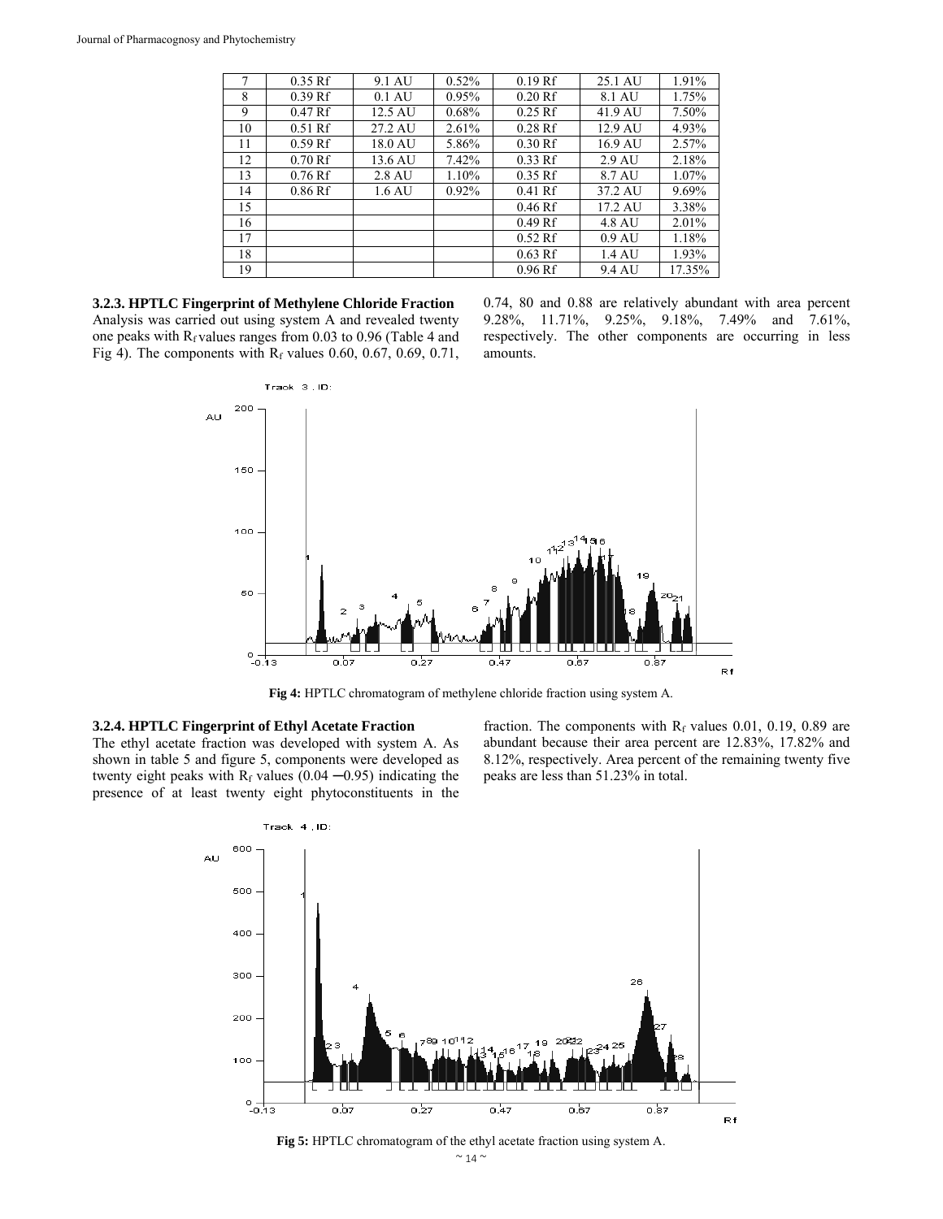| 7 | 0.35 Rf | 9.1 AU | 0.52% | 0.19 Rf | 25.1 AU | 1.91% |
|---|---|---|---|---|---|---|
| 8 | 0.39 Rf | 0.1 AU | 0.95% | 0.20 Rf | 8.1 AU | 1.75% |
| 9 | 0.47 Rf | 12.5 AU | 0.68% | 0.25 Rf | 41.9 AU | 7.50% |
| 10 | 0.51 Rf | 27.2 AU | 2.61% | 0.28 Rf | 12.9 AU | 4.93% |
| 11 | 0.59 Rf | 18.0 AU | 5.86% | 0.30 Rf | 16.9 AU | 2.57% |
| 12 | 0.70 Rf | 13.6 AU | 7.42% | 0.33 Rf | 2.9 AU | 2.18% |
| 13 | 0.76 Rf | 2.8 AU | 1.10% | 0.35 Rf | 8.7 AU | 1.07% |
| 14 | 0.86 Rf | 1.6 AU | 0.92% | 0.41 Rf | 37.2 AU | 9.69% |
| 15 | | | | 0.46 Rf | 17.2 AU | 3.38% |
| 16 | | | | 0.49 Rf | 4.8 AU | 2.01% |
| 17 | | | | 0.52 Rf | 0.9 AU | 1.18% |
| 18 | | | | 0.63 Rf | 1.4 AU | 1.93% |
| 19 | | | | 0.96 Rf | 9.4 AU | 17.35% |

### 3.2.3. HPTLC Fingerprint of Methylene Chloride Fraction

Analysis was carried out using system A and revealed twenty one peaks with $R_f$ values ranges from 0.03 to 0.96 (Table 4 and Fig 4). The components with $R_f$ values 0.60, 0.67, 0.69, 0.71, 0.74, 80 and 0.88 are relatively abundant with area percent 9.28%, 11.71%, 9.25%, 9.18%, 7.49% and 7.61%, respectively. The other components are occurring in less amounts.

**Fig 4:** HPTLC chromatogram of methylene chloride fraction using system A.

### 3.2.4. HPTLC Fingerprint of Ethyl Acetate Fraction

The ethyl acetate fraction was developed with system A. As shown in table 5 and figure 5, components were developed as twenty eight peaks with $R_f$ values (0.04 ─0.95) indicating the presence of at least twenty eight phytoconstituents in the fraction. The components with $R_f$ values 0.01, 0.19, 0.89 are abundant because their area percent are 12.83%, 17.82% and 8.12%, respectively. Area percent of the remaining twenty five peaks are less than 51.23% in total.

**Fig 5:** HPTLC chromatogram of the ethyl acetate fraction using system A.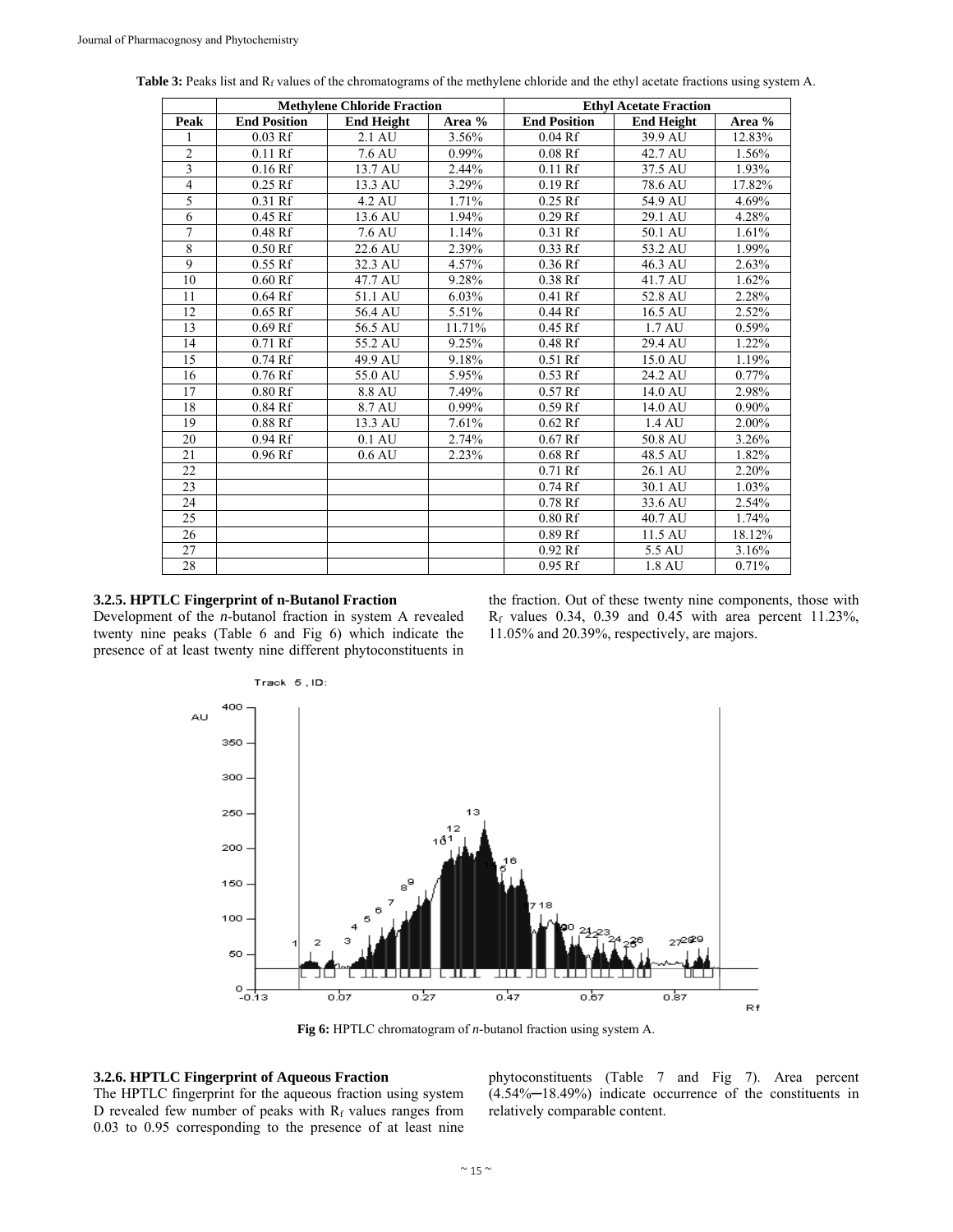**Table 3:** Peaks list and $R_f$ values of the chromatograms of the methylene chloride and the ethyl acetate fractions using system A.

| | Methylene Chloride Fraction | | | Ethyl Acetate Fraction | | |
|---|---|---|---|---|---|---|
| Peak | End Position | End Height | Area % | End Position | End Height | Area % |
| 1 | 0.03 Rf | 2.1 AU | 3.56% | 0.04 Rf | 39.9 AU | 12.83% |
| 2 | 0.11 Rf | 7.6 AU | 0.99% | 0.08 Rf | 42.7 AU | 1.56% |
| 3 | 0.16 Rf | 13.7 AU | 2.44% | 0.11 Rf | 37.5 AU | 1.93% |
| 4 | 0.25 Rf | 13.3 AU | 3.29% | 0.19 Rf | 78.6 AU | 17.82% |
| 5 | 0.31 Rf | 4.2 AU | 1.71% | 0.25 Rf | 54.9 AU | 4.69% |
| 6 | 0.45 Rf | 13.6 AU | 1.94% | 0.29 Rf | 29.1 AU | 4.28% |
| 7 | 0.48 Rf | 7.6 AU | 1.14% | 0.31 Rf | 50.1 AU | 1.61% |
| 8 | 0.50 Rf | 22.6 AU | 2.39% | 0.33 Rf | 53.2 AU | 1.99% |
| 9 | 0.55 Rf | 32.3 AU | 4.57% | 0.36 Rf | 46.3 AU | 2.63% |
| 10 | 0.60 Rf | 47.7 AU | 9.28% | 0.38 Rf | 41.7 AU | 1.62% |
| 11 | 0.64 Rf | 51.1 AU | 6.03% | 0.41 Rf | 52.8 AU | 2.28% |
| 12 | 0.65 Rf | 56.4 AU | 5.51% | 0.44 Rf | 16.5 AU | 2.52% |
| 13 | 0.69 Rf | 56.5 AU | 11.71% | 0.45 Rf | 1.7 AU | 0.59% |
| 14 | 0.71 Rf | 55.2 AU | 9.25% | 0.48 Rf | 29.4 AU | 1.22% |
| 15 | 0.74 Rf | 49.9 AU | 9.18% | 0.51 Rf | 15.0 AU | 1.19% |
| 16 | 0.76 Rf | 55.0 AU | 5.95% | 0.53 Rf | 24.2 AU | 0.77% |
| 17 | 0.80 Rf | 8.8 AU | 7.49% | 0.57 Rf | 14.0 AU | 2.98% |
| 18 | 0.84 Rf | 8.7 AU | 0.99% | 0.59 Rf | 14.0 AU | 0.90% |
| 19 | 0.88 Rf | 13.3 AU | 7.61% | 0.62 Rf | 1.4 AU | 2.00% |
| 20 | 0.94 Rf | 0.1 AU | 2.74% | 0.67 Rf | 50.8 AU | 3.26% |
| 21 | 0.96 Rf | 0.6 AU | 2.23% | 0.68 Rf | 48.5 AU | 1.82% |
| 22 | | | | 0.71 Rf | 26.1 AU | 2.20% |
| 23 | | | | 0.74 Rf | 30.1 AU | 1.03% |
| 24 | | | | 0.78 Rf | 33.6 AU | 2.54% |
| 25 | | | | 0.80 Rf | 40.7 AU | 1.74% |
| 26 | | | | 0.89 Rf | 11.5 AU | 18.12% |
| 27 | | | | 0.92 Rf | 5.5 AU | 3.16% |
| 28 | | | | 0.95 Rf | 1.8 AU | 0.71% |

### 3.2.5. HPTLC Fingerprint of n-Butanol Fraction

Development of the *n*-butanol fraction in system A revealed twenty nine peaks (Table 6 and Fig 6) which indicate the presence of at least twenty nine different phytoconstituents in the fraction. Out of these twenty nine components, those with $R_f$ values 0.34, 0.39 and 0.45 with area percent 11.23%, 11.05% and 20.39%, respectively, are majors.

**Fig 6:** HPTLC chromatogram of *n*-butanol fraction using system A.

### 3.2.6. HPTLC Fingerprint of Aqueous Fraction

The HPTLC fingerprint for the aqueous fraction using system D revealed few number of peaks with $R_f$ values ranges from 0.03 to 0.95 corresponding to the presence of at least nine phytoconstituents (Table 7 and Fig 7). Area percent (4.54%–18.49%) indicate occurrence of the constituents in relatively comparable content.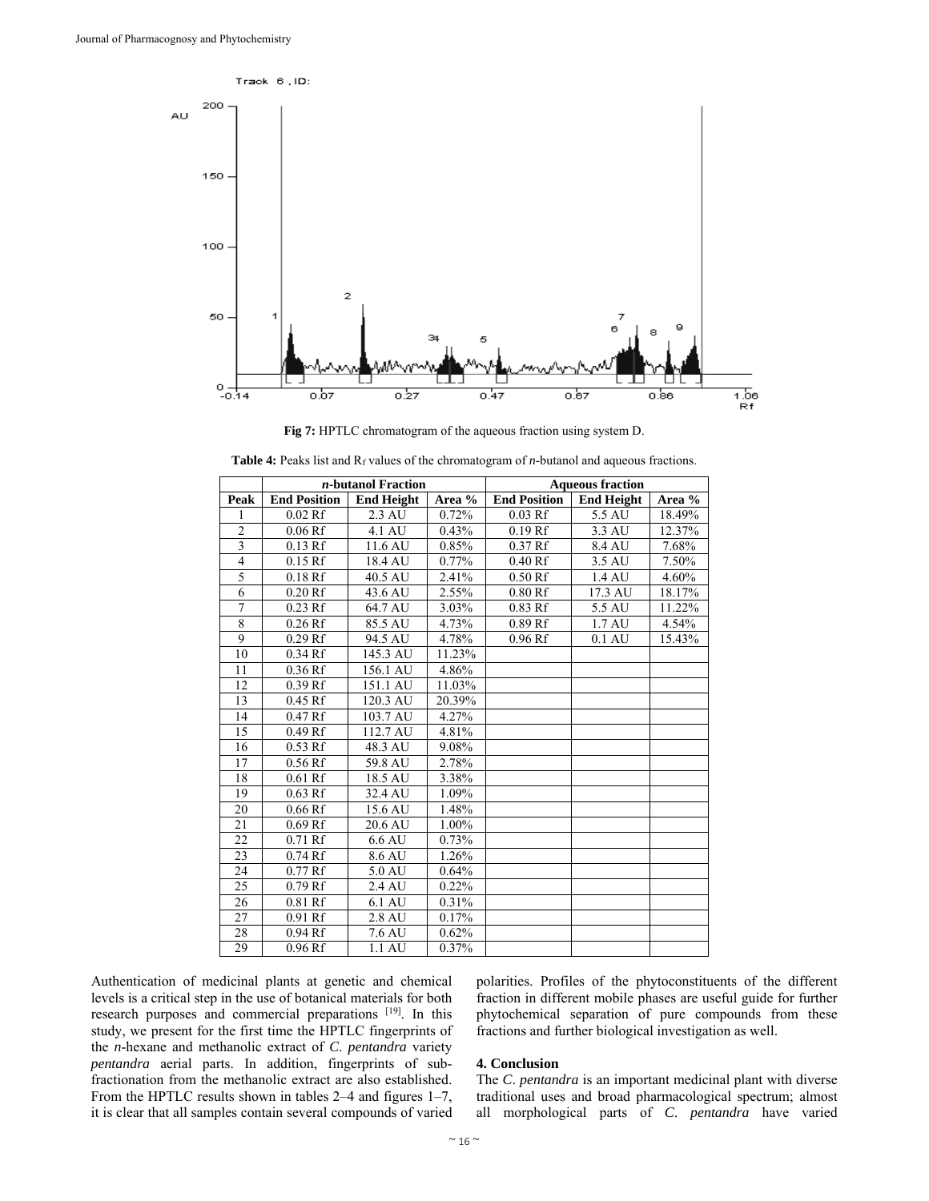Fig 7: HPTLC chromatogram of the aqueous fraction using system D.

**Table 4:** Peaks list and $R_f$ values of the chromatogram of *n*-butanol and aqueous fractions.

| | *n*-butanol Fraction | | | Aqueous fraction | | |
|---|---|---|---|---|---|---|
| Peak | End Position | End Height | Area % | End Position | End Height | Area % |
| 1 | 0.02 Rf | 2.3 AU | 0.72% | 0.03 Rf | 5.5 AU | 18.49% |
| 2 | 0.06 Rf | 4.1 AU | 0.43% | 0.19 Rf | 3.3 AU | 12.37% |
| 3 | 0.13 Rf | 11.6 AU | 0.85% | 0.37 Rf | 8.4 AU | 7.68% |
| 4 | 0.15 Rf | 18.4 AU | 0.77% | 0.40 Rf | 3.5 AU | 7.50% |
| 5 | 0.18 Rf | 40.5 AU | 2.41% | 0.50 Rf | 1.4 AU | 4.60% |
| 6 | 0.20 Rf | 43.6 AU | 2.55% | 0.80 Rf | 17.3 AU | 18.17% |
| 7 | 0.23 Rf | 64.7 AU | 3.03% | 0.83 Rf | 5.5 AU | 11.22% |
| 8 | 0.26 Rf | 85.5 AU | 4.73% | 0.89 Rf | 1.7 AU | 4.54% |
| 9 | 0.29 Rf | 94.5 AU | 4.78% | 0.96 Rf | 0.1 AU | 15.43% |
| 10 | 0.34 Rf | 145.3 AU | 11.23% | | | |
| 11 | 0.36 Rf | 156.1 AU | 4.86% | | | |
| 12 | 0.39 Rf | 151.1 AU | 11.03% | | | |
| 13 | 0.45 Rf | 120.3 AU | 20.39% | | | |
| 14 | 0.47 Rf | 103.7 AU | 4.27% | | | |
| 15 | 0.49 Rf | 112.7 AU | 4.81% | | | |
| 16 | 0.53 Rf | 48.3 AU | 9.08% | | | |
| 17 | 0.56 Rf | 59.8 AU | 2.78% | | | |
| 18 | 0.61 Rf | 18.5 AU | 3.38% | | | |
| 19 | 0.63 Rf | 32.4 AU | 1.09% | | | |
| 20 | 0.66 Rf | 15.6 AU | 1.48% | | | |
| 21 | 0.69 Rf | 20.6 AU | 1.00% | | | |
| 22 | 0.71 Rf | 6.6 AU | 0.73% | | | |
| 23 | 0.74 Rf | 8.6 AU | 1.26% | | | |
| 24 | 0.77 Rf | 5.0 AU | 0.64% | | | |
| 25 | 0.79 Rf | 2.4 AU | 0.22% | | | |
| 26 | 0.81 Rf | 6.1 AU | 0.31% | | | |
| 27 | 0.91 Rf | 2.8 AU | 0.17% | | | |
| 28 | 0.94 Rf | 7.6 AU | 0.62% | | | |
| 29 | 0.96 Rf | 1.1 AU | 0.37% | | | |

Authentication of medicinal plants at genetic and chemical levels is a critical step in the use of botanical materials for both research purposes and commercial preparations [19]. In this study, we present for the first time the HPTLC fingerprints of the *n*-hexane and methanolic extract of *C. pentandra* variety *pentandra* aerial parts. In addition, fingerprints of sub-fractionation from the methanolic extract are also established. From the HPTLC results shown in tables 2–4 and figures 1–7, it is clear that all samples contain several compounds of varied polarities. Profiles of the phytoconstituents of the different fraction in different mobile phases are useful guide for further phytochemical separation of pure compounds from these fractions and further biological investigation as well.

## 4. Conclusion

The *C. pentandra* is an important medicinal plant with diverse traditional uses and broad pharmacological spectrum; almost all morphological parts of *C. pentandra* have varied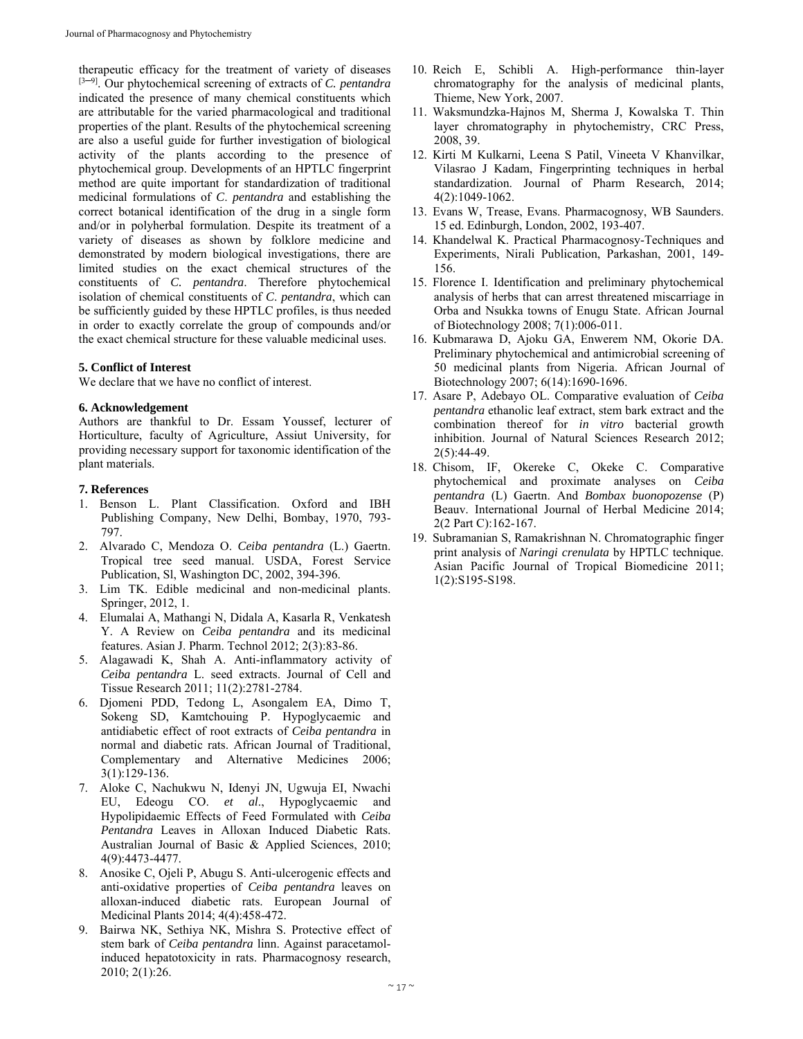therapeutic efficacy for the treatment of variety of diseases [3–9]. Our phytochemical screening of extracts of *C. pentandra* indicated the presence of many chemical constituents which are attributable for the varied pharmacological and traditional properties of the plant. Results of the phytochemical screening are also a useful guide for further investigation of biological activity of the plants according to the presence of phytochemical group. Developments of an HPTLC fingerprint method are quite important for standardization of traditional medicinal formulations of *C. pentandra* and establishing the correct botanical identification of the drug in a single form and/or in polyherbal formulation. Despite its treatment of a variety of diseases as shown by folklore medicine and demonstrated by modern biological investigations, there are limited studies on the exact chemical structures of the constituents of *C. pentandra*. Therefore phytochemical isolation of chemical constituents of *C. pentandra*, which can be sufficiently guided by these HPTLC profiles, is thus needed in order to exactly correlate the group of compounds and/or the exact chemical structure for these valuable medicinal uses.

## 5. Conflict of Interest

We declare that we have no conflict of interest.

## 6. Acknowledgement

Authors are thankful to Dr. Essam Youssef, lecturer of Horticulture, faculty of Agriculture, Assiut University, for providing necessary support for taxonomic identification of the plant materials.

## 7. References

1. Benson L. Plant Classification. Oxford and IBH Publishing Company, New Delhi, Bombay, 1970, 793-797.
2. Alvarado C, Mendoza O. *Ceiba pentandra* (L.) Gaertn. Tropical tree seed manual. USDA, Forest Service Publication, Sl, Washington DC, 2002, 394-396.
3. Lim TK. Edible medicinal and non-medicinal plants. Springer, 2012, 1.
4. Elumalai A, Mathangi N, Didala A, Kasarla R, Venkatesh Y. A Review on *Ceiba pentandra* and its medicinal features. Asian J. Pharm. Technol 2012; 2(3):83-86.
5. Alagawadi K, Shah A. Anti-inflammatory activity of *Ceiba pentandra* L. seed extracts. Journal of Cell and Tissue Research 2011; 11(2):2781-2784.
6. Djomeni PDD, Tedong L, Asongalem EA, Dimo T, Sokeng SD, Kamtchouing P. Hypoglycaemic and antidiabetic effect of root extracts of *Ceiba pentandra* in normal and diabetic rats. African Journal of Traditional, Complementary and Alternative Medicines 2006; 3(1):129-136.
7. Aloke C, Nachukwu N, Idenyi JN, Ugwuja EI, Nwachi EU, Edeogu CO. *et al*., Hypoglycaemic and Hypolipidaemic Effects of Feed Formulated with *Ceiba Pentandra* Leaves in Alloxan Induced Diabetic Rats. Australian Journal of Basic & Applied Sciences, 2010; 4(9):4473-4477.
8. Anosike C, Ojeli P, Abugu S. Anti-ulcerogenic effects and anti-oxidative properties of *Ceiba pentandra* leaves on alloxan-induced diabetic rats. European Journal of Medicinal Plants 2014; 4(4):458-472.
9. Bairwa NK, Sethiya NK, Mishra S. Protective effect of stem bark of *Ceiba pentandra* linn. Against paracetamol-induced hepatotoxicity in rats. Pharmacognosy research, 2010; 2(1):26.
10. Reich E, Schibli A. High-performance thin-layer chromatography for the analysis of medicinal plants, Thieme, New York, 2007.
11. Waksmundzka-Hajnos M, Sherma J, Kowalska T. Thin layer chromatography in phytochemistry, CRC Press, 2008, 39.
12. Kirti M Kulkarni, Leena S Patil, Vineeta V Khanvilkar, Vilasrao J Kadam, Fingerprinting techniques in herbal standardization. Journal of Pharm Research, 2014; 4(2):1049-1062.
13. Evans W, Trease, Evans. Pharmacognosy, WB Saunders. 15 ed. Edinburgh, London, 2002, 193-407.
14. Khandelwal K. Practical Pharmacognosy-Techniques and Experiments, Nirali Publication, Parkashan, 2001, 149-156.
15. Florence I. Identification and preliminary phytochemical analysis of herbs that can arrest threatened miscarriage in Orba and Nsukka towns of Enugu State. African Journal of Biotechnology 2008; 7(1):006-011.
16. Kubmarawa D, Ajoku GA, Enwerem NM, Okorie DA. Preliminary phytochemical and antimicrobial screening of 50 medicinal plants from Nigeria. African Journal of Biotechnology 2007; 6(14):1690-1696.
17. Asare P, Adebayo OL. Comparative evaluation of *Ceiba pentandra* ethanolic leaf extract, stem bark extract and the combination thereof for *in vitro* bacterial growth inhibition. Journal of Natural Sciences Research 2012; 2(5):44-49.
18. Chisom, IF, Okereke C, Okeke C. Comparative phytochemical and proximate analyses on *Ceiba pentandra* (L) Gaertn. And *Bombax buonopozense* (P) Beauv. International Journal of Herbal Medicine 2014; 2(2 Part C):162-167.
19. Subramanian S, Ramakrishnan N. Chromatographic finger print analysis of *Naringi crenulata* by HPTLC technique. Asian Pacific Journal of Tropical Biomedicine 2011; 1(2):S195-S198.